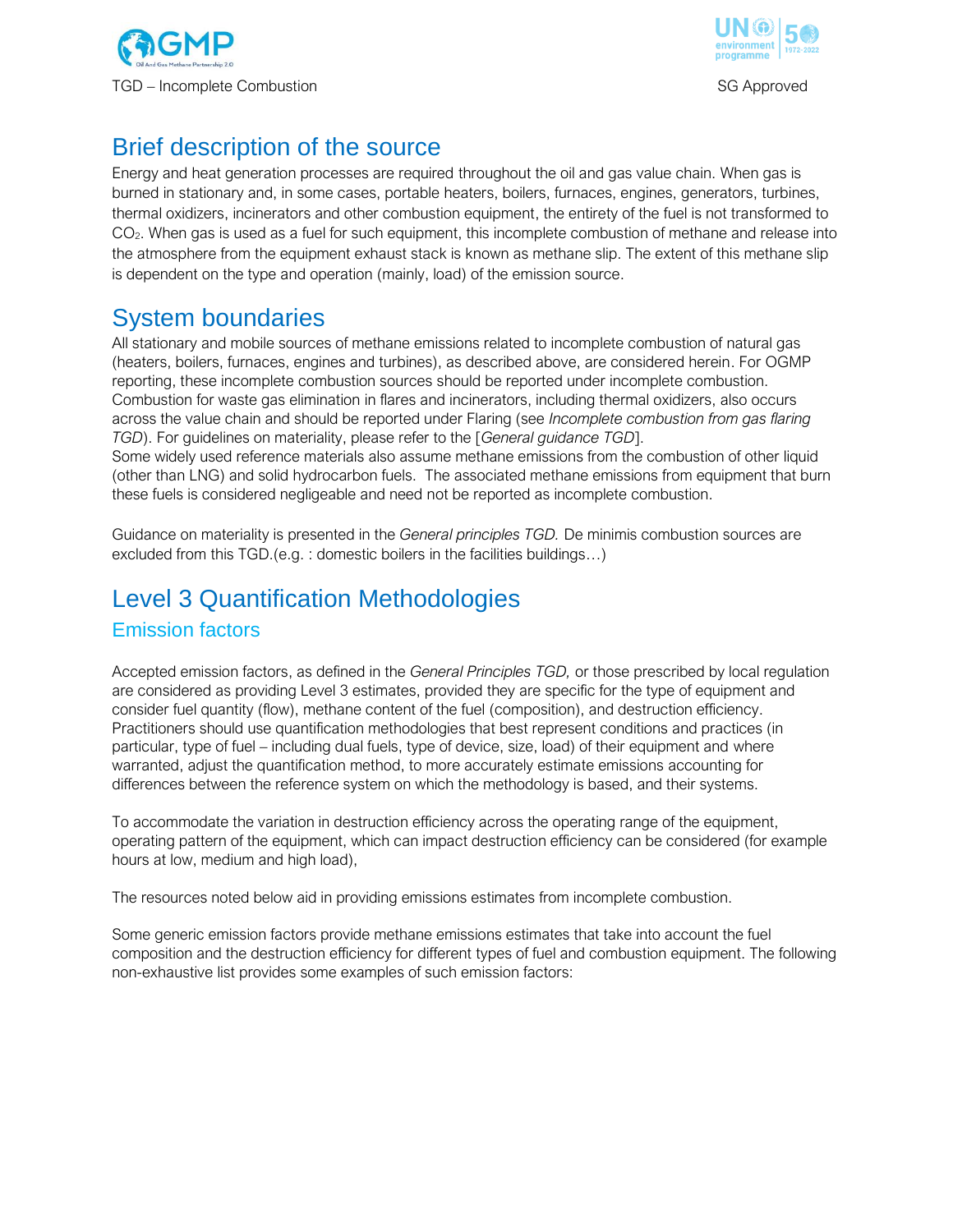## Brief description of the source

Energy and heat generation processes are required throughout the oil and gas value chain. When gas is burned in stationary and, in some cases, portable heaters, boilers, furnaces, engines, generators, turbines, thermal oxidizers, incinerators and other combustion equipment, the entirety of the fuel is not transformed to $CO_2$. When gas is used as a fuel for such equipment, this incomplete combustion of methane and release into the atmosphere from the equipment exhaust stack is known as methane slip. The extent of this methane slip is dependent on the type and operation (mainly, load) of the emission source.

## System boundaries

All stationary and mobile sources of methane emissions related to incomplete combustion of natural gas (heaters, boilers, furnaces, engines and turbines), as described above, are considered herein. For OGMP reporting, these incomplete combustion sources should be reported under incomplete combustion. Combustion for waste gas elimination in flares and incinerators, including thermal oxidizers, also occurs across the value chain and should be reported under Flaring (see *Incomplete combustion from gas flaring TGD*). For guidelines on materiality, please refer to the [*General guidance TGD*].
Some widely used reference materials also assume methane emissions from the combustion of other liquid (other than LNG) and solid hydrocarbon fuels. The associated methane emissions from equipment that burn these fuels is considered negligeable and need not be reported as incomplete combustion.

Guidance on materiality is presented in the *General principles TGD.* De minimis combustion sources are excluded from this TGD.(e.g. : domestic boilers in the facilities buildings…)

## Level 3 Quantification Methodologies

### Emission factors

Accepted emission factors, as defined in the *General Principles TGD,* or those prescribed by local regulation are considered as providing Level 3 estimates, provided they are specific for the type of equipment and consider fuel quantity (flow), methane content of the fuel (composition), and destruction efficiency. Practitioners should use quantification methodologies that best represent conditions and practices (in particular, type of fuel – including dual fuels, type of device, size, load) of their equipment and where warranted, adjust the quantification method, to more accurately estimate emissions accounting for differences between the reference system on which the methodology is based, and their systems.

To accommodate the variation in destruction efficiency across the operating range of the equipment, operating pattern of the equipment, which can impact destruction efficiency can be considered (for example hours at low, medium and high load),

The resources noted below aid in providing emissions estimates from incomplete combustion.

Some generic emission factors provide methane emissions estimates that take into account the fuel composition and the destruction efficiency for different types of fuel and combustion equipment. The following non-exhaustive list provides some examples of such emission factors: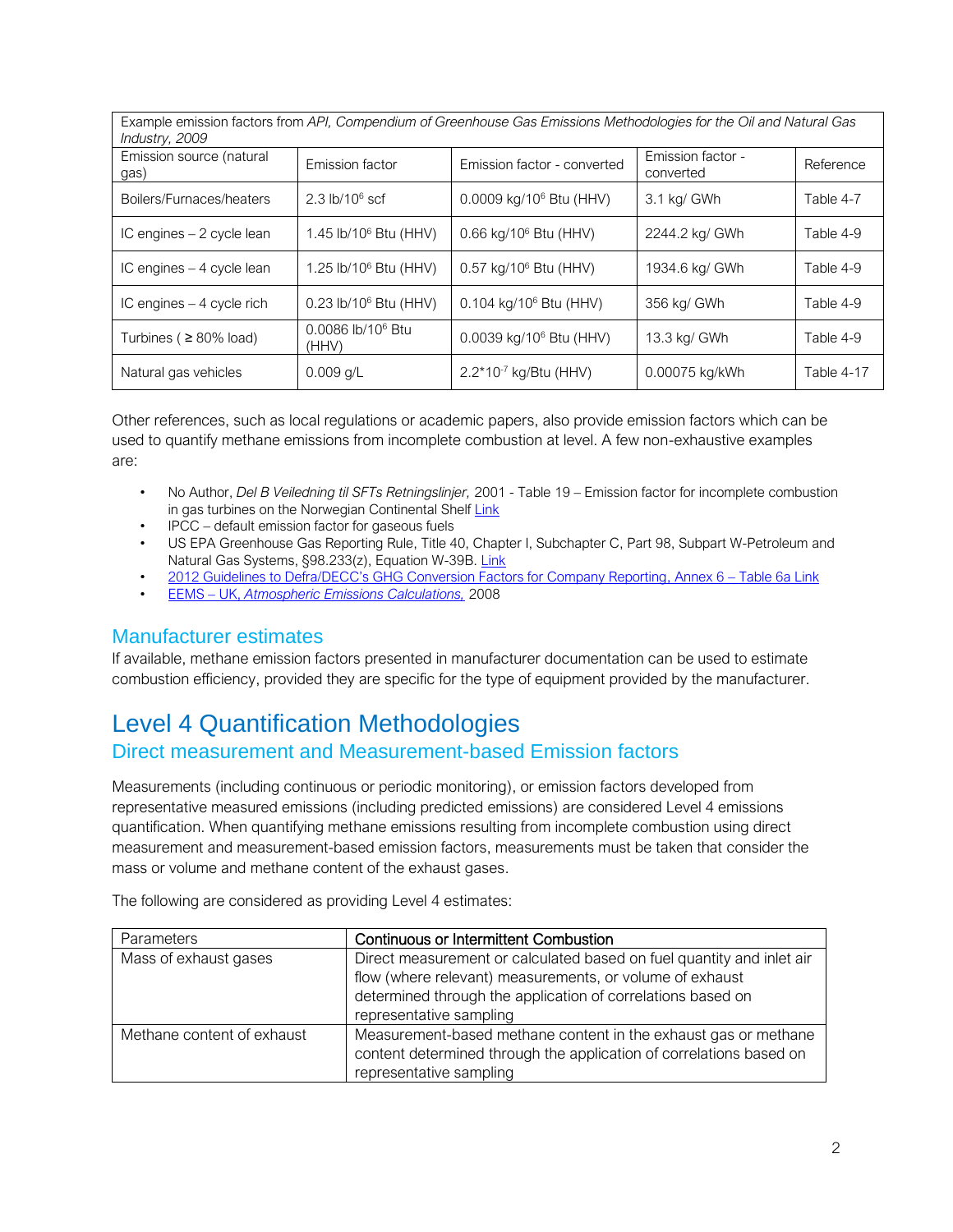| Example emission factors from *API, Compendium of Greenhouse Gas Emissions Methodologies for the Oil and Natural Gas Industry, 2009* | | | | |
|---|---|---|---|---|
| Emission source (natural gas) | Emission factor | Emission factor - converted | Emission factor - converted | Reference |
| Boilers/Furnaces/heaters | 2.3 lb/$10^6$ scf | 0.0009 kg/$10^6$ Btu (HHV) | 3.1 kg/ GWh | Table 4-7 |
| IC engines – 2 cycle lean | 1.45 lb/$10^6$ Btu (HHV) | 0.66 kg/$10^6$ Btu (HHV) | 2244.2 kg/ GWh | Table 4-9 |
| IC engines – 4 cycle lean | 1.25 lb/$10^6$ Btu (HHV) | 0.57 kg/$10^6$ Btu (HHV) | 1934.6 kg/ GWh | Table 4-9 |
| IC engines – 4 cycle rich | 0.23 lb/$10^6$ Btu (HHV) | 0.104 kg/$10^6$ Btu (HHV) | 356 kg/ GWh | Table 4-9 |
| Turbines ( ≥ 80% load) | 0.0086 lb/$10^6$ Btu (HHV) | 0.0039 kg/$10^6$ Btu (HHV) | 13.3 kg/ GWh | Table 4-9 |
| Natural gas vehicles | 0.009 g/L | $2.2 \times 10^{-7}$ kg/Btu (HHV) | 0.00075 kg/kWh | Table 4-17 |

Other references, such as local regulations or academic papers, also provide emission factors which can be used to quantify methane emissions from incomplete combustion at level. A few non-exhaustive examples are:

- No Author, *Del B Veiledning til SFTs Retningslinjer,* 2001 - Table 19 – Emission factor for incomplete combustion in gas turbines on the Norwegian Continental Shelf Link
- IPCC – default emission factor for gaseous fuels
- US EPA Greenhouse Gas Reporting Rule, Title 40, Chapter I, Subchapter C, Part 98, Subpart W-Petroleum and Natural Gas Systems, §98.233(z), Equation W-39B. Link
- 2012 Guidelines to Defra/DECC's GHG Conversion Factors for Company Reporting, Annex 6 – Table 6a Link
- EEMS – UK, *Atmospheric Emissions Calculations,* 2008

## Manufacturer estimates

If available, methane emission factors presented in manufacturer documentation can be used to estimate combustion efficiency, provided they are specific for the type of equipment provided by the manufacturer.

# Level 4 Quantification Methodologies

## Direct measurement and Measurement-based Emission factors

Measurements (including continuous or periodic monitoring), or emission factors developed from representative measured emissions (including predicted emissions) are considered Level 4 emissions quantification. When quantifying methane emissions resulting from incomplete combustion using direct measurement and measurement-based emission factors, measurements must be taken that consider the mass or volume and methane content of the exhaust gases.

The following are considered as providing Level 4 estimates:

| Parameters | Continuous or Intermittent Combustion |
|---|---|
| Mass of exhaust gases | Direct measurement or calculated based on fuel quantity and inlet air flow (where relevant) measurements, or volume of exhaust determined through the application of correlations based on representative sampling |
| Methane content of exhaust | Measurement-based methane content in the exhaust gas or methane content determined through the application of correlations based on representative sampling |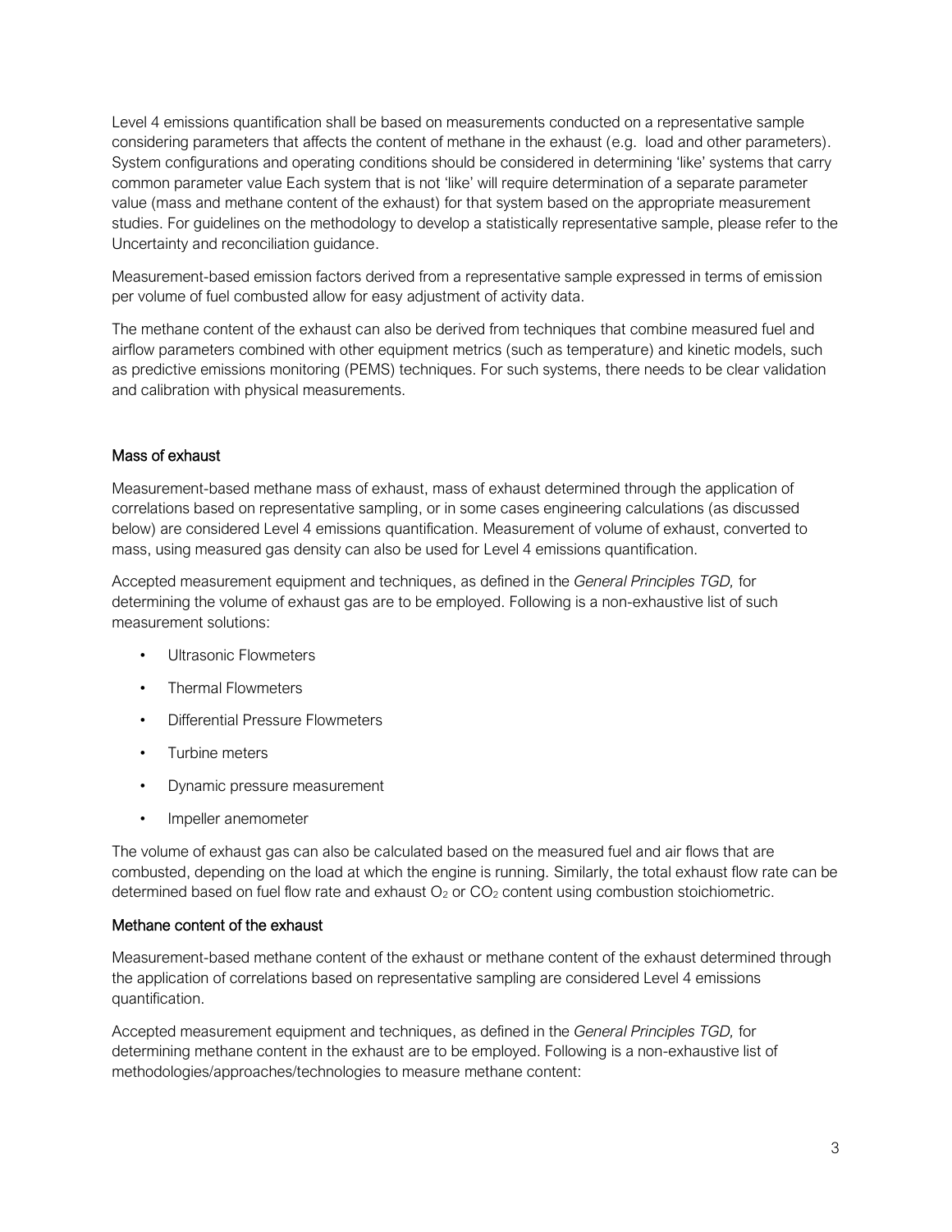Level 4 emissions quantification shall be based on measurements conducted on a representative sample considering parameters that affects the content of methane in the exhaust (e.g. load and other parameters). System configurations and operating conditions should be considered in determining 'like' systems that carry common parameter value Each system that is not 'like' will require determination of a separate parameter value (mass and methane content of the exhaust) for that system based on the appropriate measurement studies. For guidelines on the methodology to develop a statistically representative sample, please refer to the Uncertainty and reconciliation guidance.

Measurement-based emission factors derived from a representative sample expressed in terms of emission per volume of fuel combusted allow for easy adjustment of activity data.

The methane content of the exhaust can also be derived from techniques that combine measured fuel and airflow parameters combined with other equipment metrics (such as temperature) and kinetic models, such as predictive emissions monitoring (PEMS) techniques. For such systems, there needs to be clear validation and calibration with physical measurements.

### Mass of exhaust

Measurement-based methane mass of exhaust, mass of exhaust determined through the application of correlations based on representative sampling, or in some cases engineering calculations (as discussed below) are considered Level 4 emissions quantification. Measurement of volume of exhaust, converted to mass, using measured gas density can also be used for Level 4 emissions quantification.

Accepted measurement equipment and techniques, as defined in the *General Principles TGD,* for determining the volume of exhaust gas are to be employed. Following is a non-exhaustive list of such measurement solutions:

- Ultrasonic Flowmeters
- Thermal Flowmeters
- Differential Pressure Flowmeters
- Turbine meters
- Dynamic pressure measurement
- Impeller anemometer

The volume of exhaust gas can also be calculated based on the measured fuel and air flows that are combusted, depending on the load at which the engine is running. Similarly, the total exhaust flow rate can be determined based on fuel flow rate and exhaust $O_2$ or $CO_2$ content using combustion stoichiometric.

### Methane content of the exhaust

Measurement-based methane content of the exhaust or methane content of the exhaust determined through the application of correlations based on representative sampling are considered Level 4 emissions quantification.

Accepted measurement equipment and techniques, as defined in the *General Principles TGD,* for determining methane content in the exhaust are to be employed. Following is a non-exhaustive list of methodologies/approaches/technologies to measure methane content: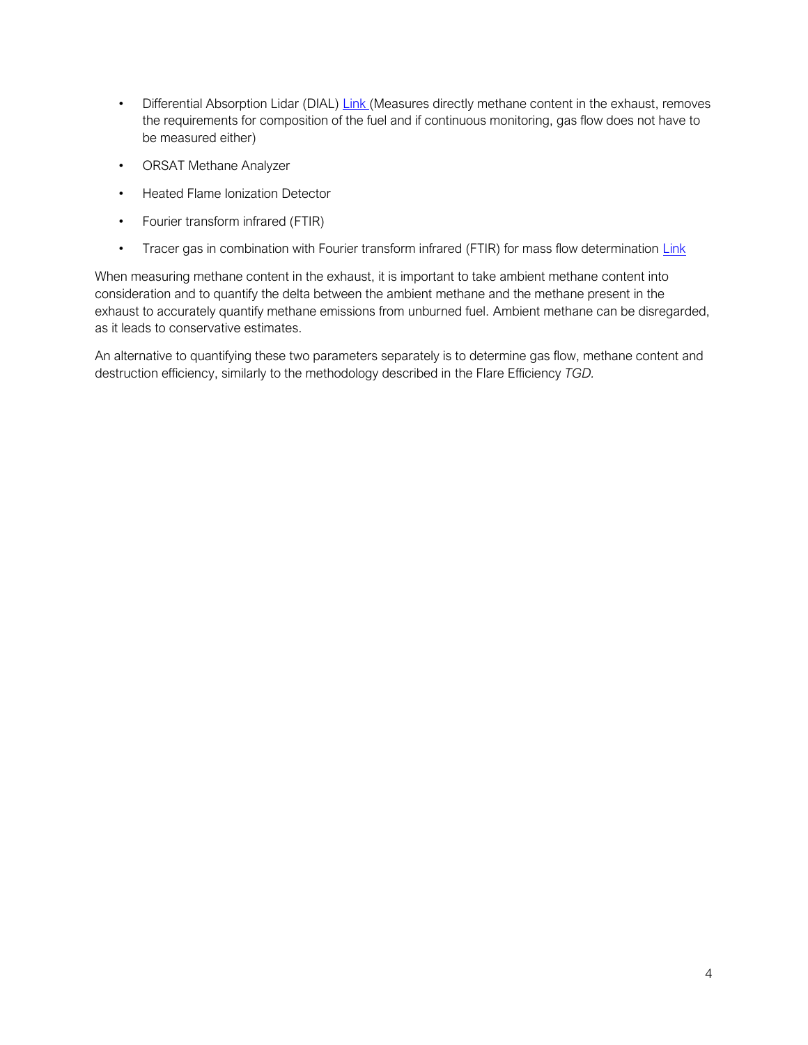- Differential Absorption Lidar (DIAL) Link (Measures directly methane content in the exhaust, removes the requirements for composition of the fuel and if continuous monitoring, gas flow does not have to be measured either)
- ORSAT Methane Analyzer
- Heated Flame Ionization Detector
- Fourier transform infrared (FTIR)
- Tracer gas in combination with Fourier transform infrared (FTIR) for mass flow determination Link

When measuring methane content in the exhaust, it is important to take ambient methane content into consideration and to quantify the delta between the ambient methane and the methane present in the exhaust to accurately quantify methane emissions from unburned fuel. Ambient methane can be disregarded, as it leads to conservative estimates.

An alternative to quantifying these two parameters separately is to determine gas flow, methane content and destruction efficiency, similarly to the methodology described in the Flare Efficiency *TGD*.